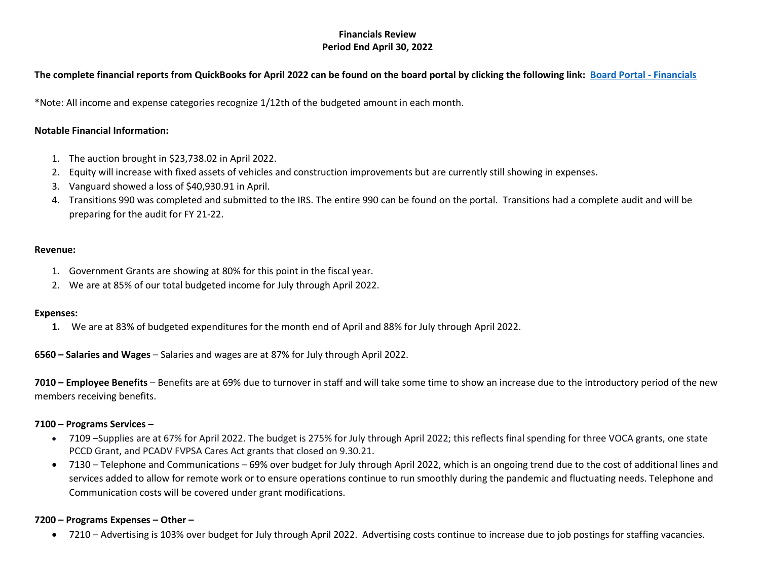**Financials Review**
**Period End April 30, 2022**

**The complete financial reports from QuickBooks for April 2022 can be found on the board portal by clicking the following link: [Board Portal - Financials]()**

*Note: All income and expense categories recognize 1/12th of the budgeted amount in each month.

**Notable Financial Information:**

1. The auction brought in $23,738.02 in April 2022.
2. Equity will increase with fixed assets of vehicles and construction improvements but are currently still showing in expenses.
3. Vanguard showed a loss of $40,930.91 in April.
4. Transitions 990 was completed and submitted to the IRS. The entire 990 can be found on the portal. Transitions had a complete audit and will be preparing for the audit for FY 21-22.

**Revenue:**

1. Government Grants are showing at 80% for this point in the fiscal year.
2. We are at 85% of our total budgeted income for July through April 2022.

**Expenses:**

1. We are at 83% of budgeted expenditures for the month end of April and 88% for July through April 2022.

**6560 – Salaries and Wages** – Salaries and wages are at 87% for July through April 2022.

**7010 – Employee Benefits** – Benefits are at 69% due to turnover in staff and will take some time to show an increase due to the introductory period of the new members receiving benefits.

**7100 – Programs Services –**

- 7109 –Supplies are at 67% for April 2022. The budget is 275% for July through April 2022; this reflects final spending for three VOCA grants, one state PCCD Grant, and PCADV FVPSA Cares Act grants that closed on 9.30.21.
- 7130 – Telephone and Communications – 69% over budget for July through April 2022, which is an ongoing trend due to the cost of additional lines and services added to allow for remote work or to ensure operations continue to run smoothly during the pandemic and fluctuating needs. Telephone and Communication costs will be covered under grant modifications.

**7200 – Programs Expenses – Other –**

- 7210 – Advertising is 103% over budget for July through April 2022. Advertising costs continue to increase due to job postings for staffing vacancies.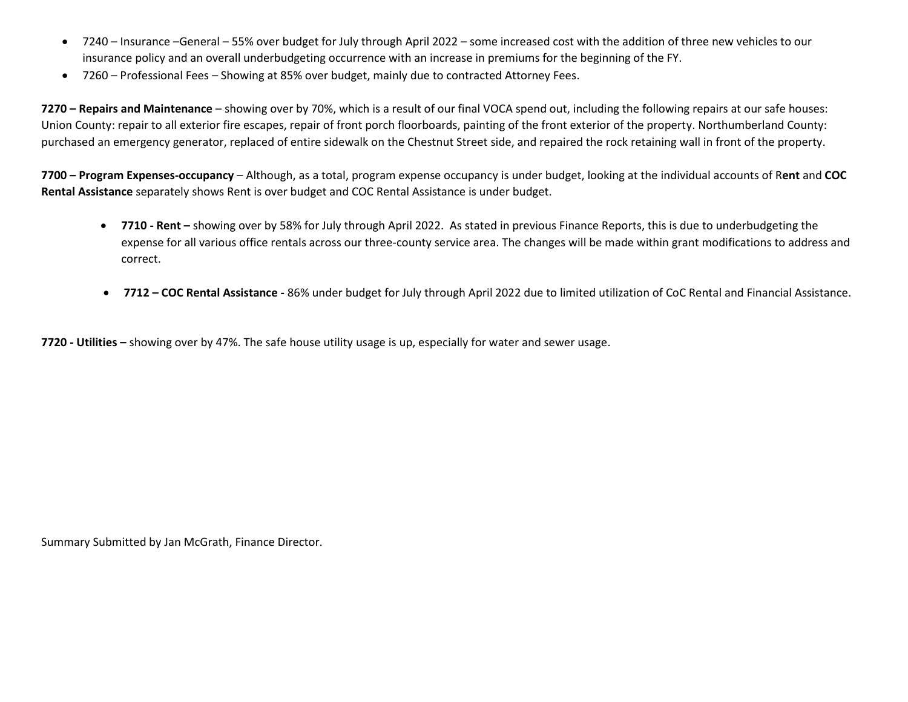- 7240 – Insurance –General – 55% over budget for July through April 2022 – some increased cost with the addition of three new vehicles to our insurance policy and an overall underbudgeting occurrence with an increase in premiums for the beginning of the FY.
- 7260 – Professional Fees – Showing at 85% over budget, mainly due to contracted Attorney Fees.

**7270 – Repairs and Maintenance** – showing over by 70%, which is a result of our final VOCA spend out, including the following repairs at our safe houses: Union County: repair to all exterior fire escapes, repair of front porch floorboards, painting of the front exterior of the property. Northumberland County: purchased an emergency generator, replaced of entire sidewalk on the Chestnut Street side, and repaired the rock retaining wall in front of the property.

**7700 – Program Expenses-occupancy** – Although, as a total, program expense occupancy is under budget, looking at the individual accounts of R**ent** and **COC Rental Assistance** separately shows Rent is over budget and COC Rental Assistance is under budget.

- **7710 - Rent –** showing over by 58% for July through April 2022. As stated in previous Finance Reports, this is due to underbudgeting the expense for all various office rentals across our three-county service area. The changes will be made within grant modifications to address and correct.
- **7712 – COC Rental Assistance -** 86% under budget for July through April 2022 due to limited utilization of CoC Rental and Financial Assistance.

**7720 - Utilities –** showing over by 47%. The safe house utility usage is up, especially for water and sewer usage.

Summary Submitted by Jan McGrath, Finance Director.